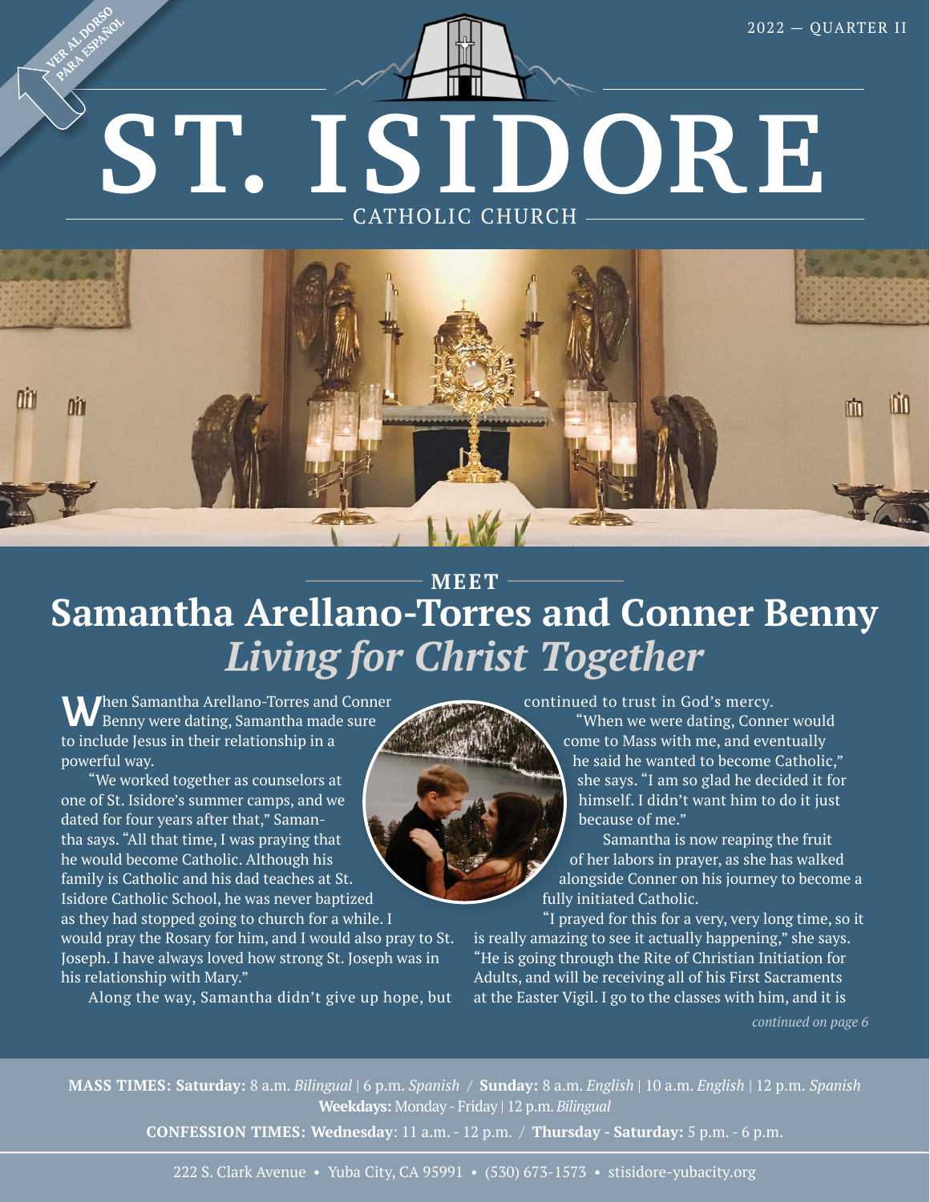VER AL DORSO PARA ESPAÑOL

2022 — QUARTER II

# ST. ISIDORE

CATHOLIC CHURCH

MEET

## Samantha Arellano-Torres and Conner Benny

## *Living for Christ Together*

When Samantha Arellano-Torres and Conner Benny were dating, Samantha made sure to include Jesus in their relationship in a powerful way.

"We worked together as counselors at one of St. Isidore's summer camps, and we dated for four years after that," Samantha says. "All that time, I was praying that he would become Catholic. Although his family is Catholic and his dad teaches at St. Isidore Catholic School, he was never baptized as they had stopped going to church for a while. I would pray the Rosary for him, and I would also pray to St. Joseph. I have always loved how strong St. Joseph was in his relationship with Mary."

Along the way, Samantha didn't give up hope, but continued to trust in God's mercy.

"When we were dating, Conner would come to Mass with me, and eventually he said he wanted to become Catholic," she says. "I am so glad he decided it for himself. I didn't want him to do it just because of me."

Samantha is now reaping the fruit of her labors in prayer, as she has walked alongside Conner on his journey to become a fully initiated Catholic.

"I prayed for this for a very, very long time, so it is really amazing to see it actually happening," she says. "He is going through the Rite of Christian Initiation for Adults, and will be receiving all of his First Sacraments at the Easter Vigil. I go to the classes with him, and it is

*continued on page 6*

**MASS TIMES: Saturday:** 8 a.m. *Bilingual* | 6 p.m. *Spanish* / **Sunday:** 8 a.m. *English* | 10 a.m. *English* | 12 p.m. *Spanish*
**Weekdays:** Monday - Friday | 12 p.m. *Bilingual*

**CONFESSION TIMES: Wednesday**: 11 a.m. - 12 p.m. / **Thursday - Saturday:** 5 p.m. - 6 p.m.

222 S. Clark Avenue • Yuba City, CA 95991 • (530) 673-1573 • stisidore-yubacity.org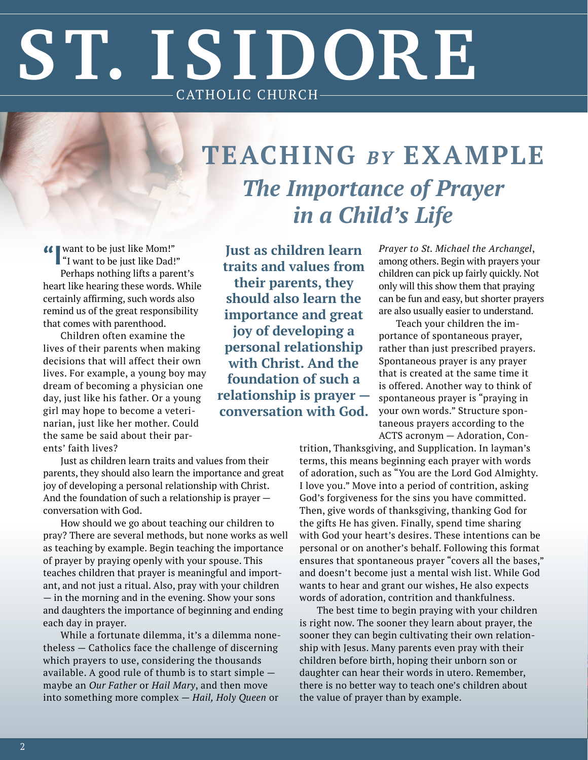# ST. ISIDORE

CATHOLIC CHURCH

## TEACHING *BY* EXAMPLE

### *The Importance of Prayer in a Child's Life*

"I want to be just like Mom!" "I want to be just like Dad!"

Perhaps nothing lifts a parent's heart like hearing these words. While certainly affirming, such words also remind us of the great responsibility that comes with parenthood.

Children often examine the lives of their parents when making decisions that will affect their own lives. For example, a young boy may dream of becoming a physician one day, just like his father. Or a young girl may hope to become a veterinarian, just like her mother. Could the same be said about their parents' faith lives?

**Just as children learn traits and values from their parents, they should also learn the importance and great joy of developing a personal relationship with Christ. And the foundation of such a relationship is prayer — conversation with God.**

Just as children learn traits and values from their parents, they should also learn the importance and great joy of developing a personal relationship with Christ. And the foundation of such a relationship is prayer — conversation with God.

How should we go about teaching our children to pray? There are several methods, but none works as well as teaching by example. Begin teaching the importance of prayer by praying openly with your spouse. This teaches children that prayer is meaningful and important, and not just a ritual. Also, pray with your children — in the morning and in the evening. Show your sons and daughters the importance of beginning and ending each day in prayer.

While a fortunate dilemma, it's a dilemma nonetheless — Catholics face the challenge of discerning which prayers to use, considering the thousands available. A good rule of thumb is to start simple — maybe an *Our Father* or *Hail Mary*, and then move into something more complex — *Hail, Holy Queen* or *Prayer to St. Michael the Archangel*, among others. Begin with prayers your children can pick up fairly quickly. Not only will this show them that praying can be fun and easy, but shorter prayers are also usually easier to understand.

Teach your children the importance of spontaneous prayer, rather than just prescribed prayers. Spontaneous prayer is any prayer that is created at the same time it is offered. Another way to think of spontaneous prayer is "praying in your own words." Structure spontaneous prayers according to the ACTS acronym — Adoration, Contrition, Thanksgiving, and Supplication. In layman's terms, this means beginning each prayer with words of adoration, such as "You are the Lord God Almighty. I love you." Move into a period of contrition, asking God's forgiveness for the sins you have committed. Then, give words of thanksgiving, thanking God for the gifts He has given. Finally, spend time sharing with God your heart's desires. These intentions can be personal or on another's behalf. Following this format ensures that spontaneous prayer "covers all the bases," and doesn't become just a mental wish list. While God wants to hear and grant our wishes, He also expects words of adoration, contrition and thankfulness.

The best time to begin praying with your children is right now. The sooner they learn about prayer, the sooner they can begin cultivating their own relationship with Jesus. Many parents even pray with their children before birth, hoping their unborn son or daughter can hear their words in utero. Remember, there is no better way to teach one's children about the value of prayer than by example.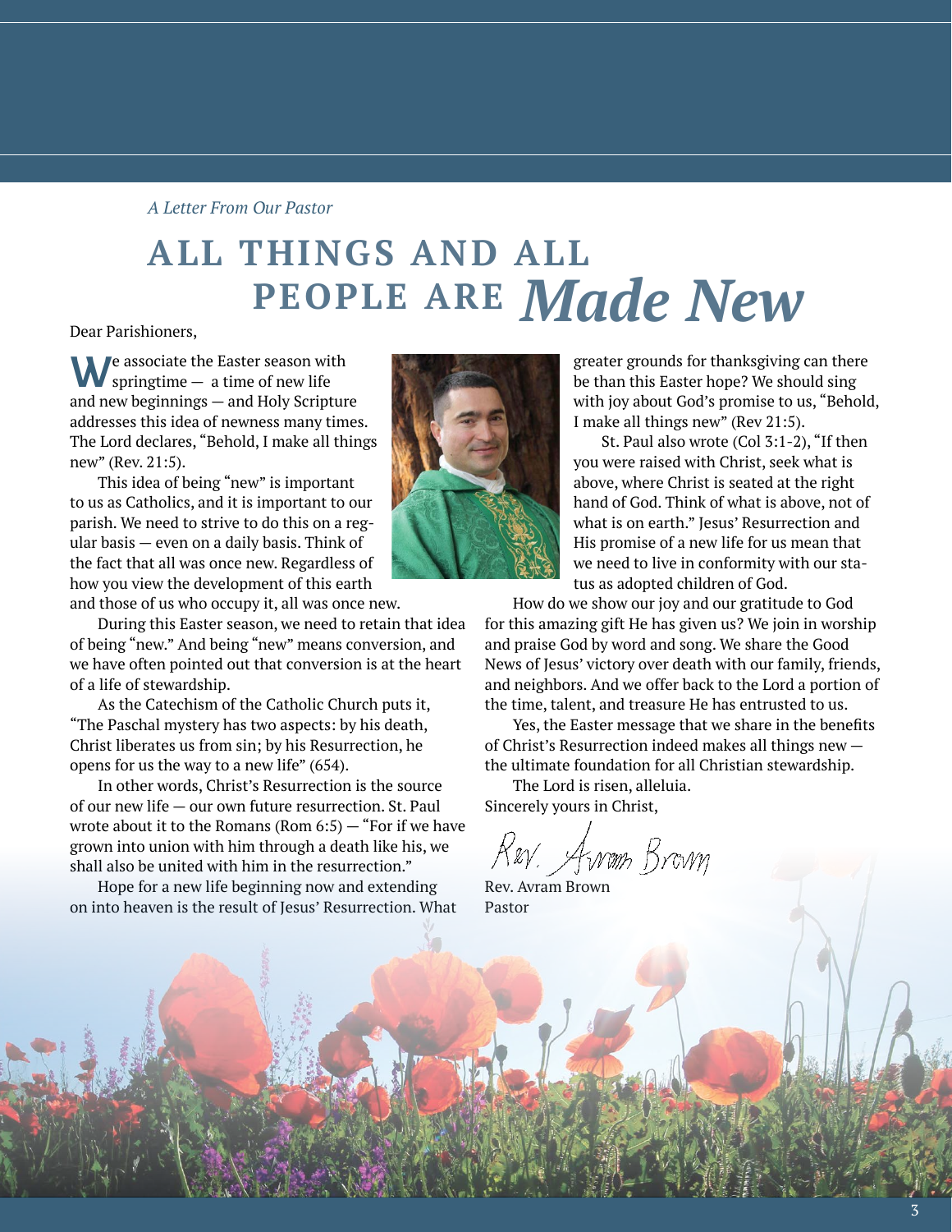*A Letter From Our Pastor*

# ALL THINGS AND ALL PEOPLE ARE *Made New*

Dear Parishioners,

We associate the Easter season with springtime — a time of new life and new beginnings — and Holy Scripture addresses this idea of newness many times. The Lord declares, "Behold, I make all things new" (Rev. 21:5).

This idea of being "new" is important to us as Catholics, and it is important to our parish. We need to strive to do this on a regular basis — even on a daily basis. Think of the fact that all was once new. Regardless of how you view the development of this earth and those of us who occupy it, all was once new.

During this Easter season, we need to retain that idea of being "new." And being "new" means conversion, and we have often pointed out that conversion is at the heart of a life of stewardship.

As the Catechism of the Catholic Church puts it, "The Paschal mystery has two aspects: by his death, Christ liberates us from sin; by his Resurrection, he opens for us the way to a new life" (654).

In other words, Christ's Resurrection is the source of our new life — our own future resurrection. St. Paul wrote about it to the Romans (Rom 6:5) — "For if we have grown into union with him through a death like his, we shall also be united with him in the resurrection."

Hope for a new life beginning now and extending on into heaven is the result of Jesus' Resurrection. What greater grounds for thanksgiving can there be than this Easter hope? We should sing with joy about God's promise to us, "Behold, I make all things new" (Rev 21:5).

St. Paul also wrote (Col 3:1-2), "If then you were raised with Christ, seek what is above, where Christ is seated at the right hand of God. Think of what is above, not of what is on earth." Jesus' Resurrection and His promise of a new life for us mean that we need to live in conformity with our status as adopted children of God.

How do we show our joy and our gratitude to God for this amazing gift He has given us? We join in worship and praise God by word and song. We share the Good News of Jesus' victory over death with our family, friends, and neighbors. And we offer back to the Lord a portion of the time, talent, and treasure He has entrusted to us.

Yes, the Easter message that we share in the benefits of Christ's Resurrection indeed makes all things new — the ultimate foundation for all Christian stewardship.

The Lord is risen, alleluia.

Sincerely yours in Christ,

*Rev. Avram Brown*

Rev. Avram Brown
Pastor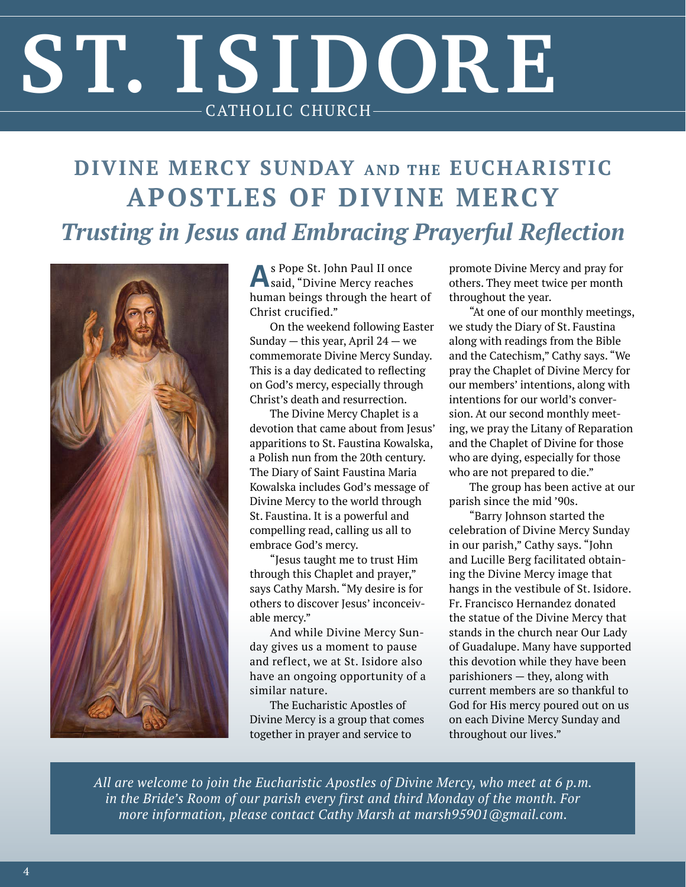# ST. ISIDORE

CATHOLIC CHURCH

## DIVINE MERCY SUNDAY AND THE EUCHARISTIC APOSTLES OF DIVINE MERCY

### *Trusting in Jesus and Embracing Prayerful Reflection*

As Pope St. John Paul II once said, "Divine Mercy reaches human beings through the heart of Christ crucified."

On the weekend following Easter Sunday — this year, April 24 — we commemorate Divine Mercy Sunday. This is a day dedicated to reflecting on God's mercy, especially through Christ's death and resurrection.

The Divine Mercy Chaplet is a devotion that came about from Jesus' apparitions to St. Faustina Kowalska, a Polish nun from the 20th century. The Diary of Saint Faustina Maria Kowalska includes God's message of Divine Mercy to the world through St. Faustina. It is a powerful and compelling read, calling us all to embrace God's mercy.

"Jesus taught me to trust Him through this Chaplet and prayer," says Cathy Marsh. "My desire is for others to discover Jesus' inconceivable mercy."

And while Divine Mercy Sunday gives us a moment to pause and reflect, we at St. Isidore also have an ongoing opportunity of a similar nature.

The Eucharistic Apostles of Divine Mercy is a group that comes together in prayer and service to promote Divine Mercy and pray for others. They meet twice per month throughout the year.

"At one of our monthly meetings, we study the Diary of St. Faustina along with readings from the Bible and the Catechism," Cathy says. "We pray the Chaplet of Divine Mercy for our members' intentions, along with intentions for our world's conversion. At our second monthly meeting, we pray the Litany of Reparation and the Chaplet of Divine for those who are dying, especially for those who are not prepared to die."

The group has been active at our parish since the mid '90s.

"Barry Johnson started the celebration of Divine Mercy Sunday in our parish," Cathy says. "John and Lucille Berg facilitated obtaining the Divine Mercy image that hangs in the vestibule of St. Isidore. Fr. Francisco Hernandez donated the statue of the Divine Mercy that stands in the church near Our Lady of Guadalupe. Many have supported this devotion while they have been parishioners — they, along with current members are so thankful to God for His mercy poured out on us on each Divine Mercy Sunday and throughout our lives."

*All are welcome to join the Eucharistic Apostles of Divine Mercy, who meet at 6 p.m. in the Bride's Room of our parish every first and third Monday of the month. For more information, please contact Cathy Marsh at marsh95901@gmail.com.*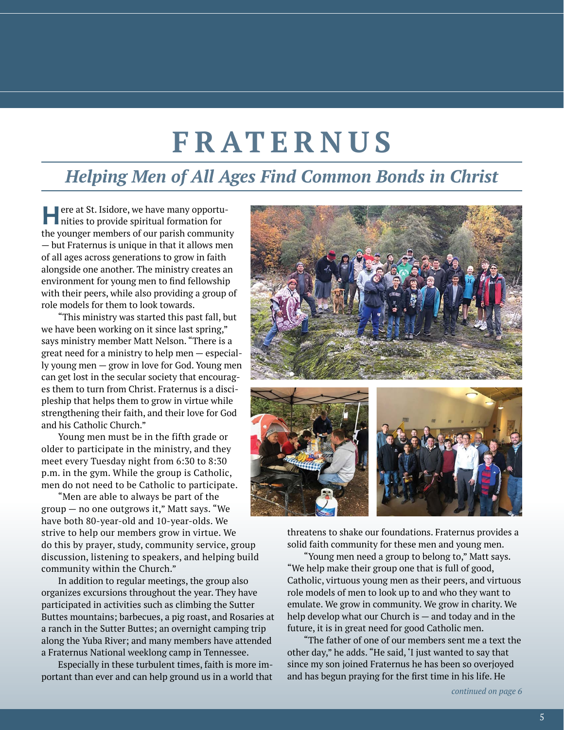# FRATERNUS

## *Helping Men of All Ages Find Common Bonds in Christ*

Here at St. Isidore, we have many opportunities to provide spiritual formation for the younger members of our parish community — but Fraternus is unique in that it allows men of all ages across generations to grow in faith alongside one another. The ministry creates an environment for young men to find fellowship with their peers, while also providing a group of role models for them to look towards.

"This ministry was started this past fall, but we have been working on it since last spring," says ministry member Matt Nelson. "There is a great need for a ministry to help men — especially young men — grow in love for God. Young men can get lost in the secular society that encourages them to turn from Christ. Fraternus is a discipleship that helps them to grow in virtue while strengthening their faith, and their love for God and his Catholic Church."

Young men must be in the fifth grade or older to participate in the ministry, and they meet every Tuesday night from 6:30 to 8:30 p.m. in the gym. While the group is Catholic, men do not need to be Catholic to participate.

"Men are able to always be part of the group — no one outgrows it," Matt says. "We have both 80-year-old and 10-year-olds. We strive to help our members grow in virtue. We do this by prayer, study, community service, group discussion, listening to speakers, and helping build community within the Church."

In addition to regular meetings, the group also organizes excursions throughout the year. They have participated in activities such as climbing the Sutter Buttes mountains; barbecues, a pig roast, and Rosaries at a ranch in the Sutter Buttes; an overnight camping trip along the Yuba River; and many members have attended a Fraternus National weeklong camp in Tennessee.

Especially in these turbulent times, faith is more important than ever and can help ground us in a world that threatens to shake our foundations. Fraternus provides a solid faith community for these men and young men.

"Young men need a group to belong to," Matt says. "We help make their group one that is full of good, Catholic, virtuous young men as their peers, and virtuous role models of men to look up to and who they want to emulate. We grow in community. We grow in charity. We help develop what our Church is — and today and in the future, it is in great need for good Catholic men.

"The father of one of our members sent me a text the other day," he adds. "He said, 'I just wanted to say that since my son joined Fraternus he has been so overjoyed and has begun praying for the first time in his life. He

*continued on page 6*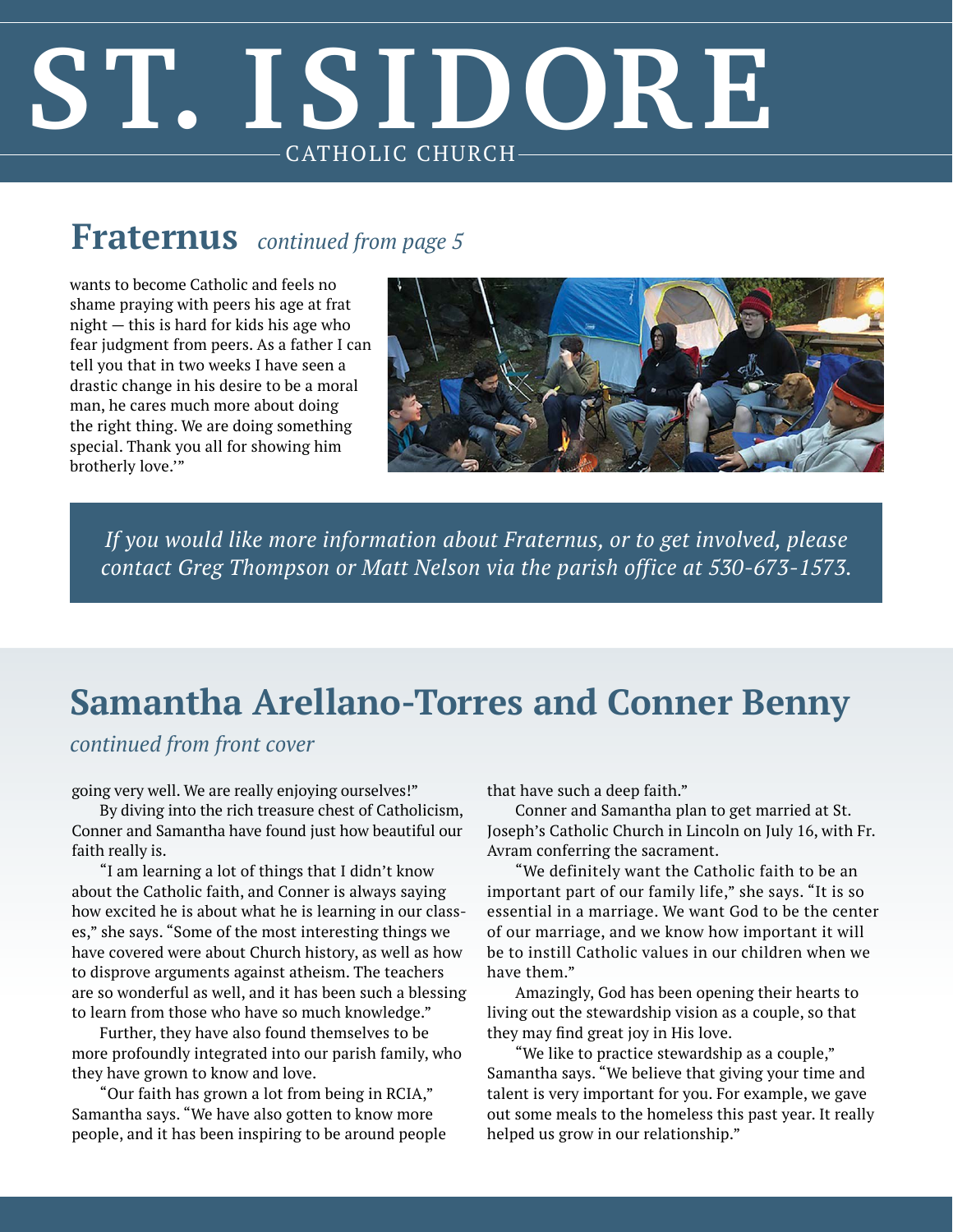# ST. ISIDORE

CATHOLIC CHURCH

## Fraternus *continued from page 5*

wants to become Catholic and feels no shame praying with peers his age at frat night — this is hard for kids his age who fear judgment from peers. As a father I can tell you that in two weeks I have seen a drastic change in his desire to be a moral man, he cares much more about doing the right thing. We are doing something special. Thank you all for showing him brotherly love.'"

*If you would like more information about Fraternus, or to get involved, please contact Greg Thompson or Matt Nelson via the parish office at 530-673-1573.*

## Samantha Arellano-Torres and Conner Benny

*continued from front cover*

going very well. We are really enjoying ourselves!"

By diving into the rich treasure chest of Catholicism, Conner and Samantha have found just how beautiful our faith really is.

"I am learning a lot of things that I didn't know about the Catholic faith, and Conner is always saying how excited he is about what he is learning in our classes," she says. "Some of the most interesting things we have covered were about Church history, as well as how to disprove arguments against atheism. The teachers are so wonderful as well, and it has been such a blessing to learn from those who have so much knowledge."

Further, they have also found themselves to be more profoundly integrated into our parish family, who they have grown to know and love.

"Our faith has grown a lot from being in RCIA," Samantha says. "We have also gotten to know more people, and it has been inspiring to be around people that have such a deep faith."

Conner and Samantha plan to get married at St. Joseph's Catholic Church in Lincoln on July 16, with Fr. Avram conferring the sacrament.

"We definitely want the Catholic faith to be an important part of our family life," she says. "It is so essential in a marriage. We want God to be the center of our marriage, and we know how important it will be to instill Catholic values in our children when we have them."

Amazingly, God has been opening their hearts to living out the stewardship vision as a couple, so that they may find great joy in His love.

"We like to practice stewardship as a couple," Samantha says. "We believe that giving your time and talent is very important for you. For example, we gave out some meals to the homeless this past year. It really helped us grow in our relationship."